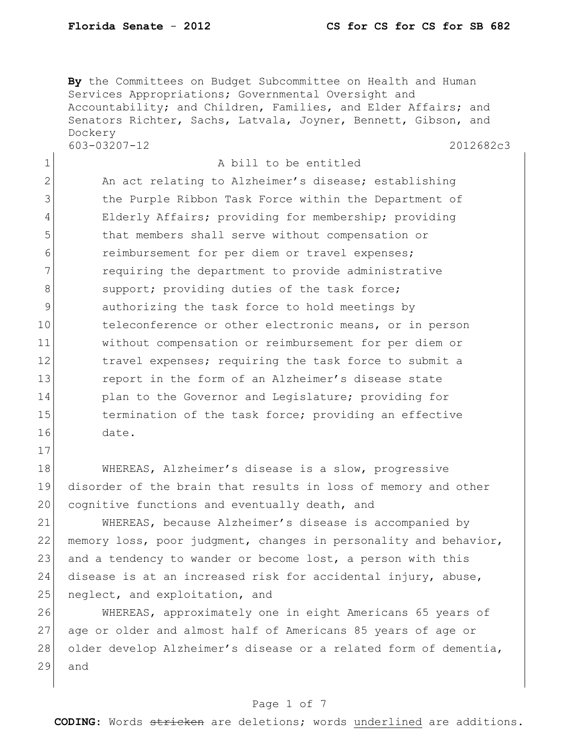**By** the Committees on Budget Subcommittee on Health and Human Services Appropriations; Governmental Oversight and Accountability; and Children, Families, and Elder Affairs; and Senators Richter, Sachs, Latvala, Joyner, Bennett, Gibson, and Dockery

603-03207-12 2012682c3

A bill to be entitled

An act relating to Alzheimer's disease; establishing the Purple Ribbon Task Force within the Department of Elderly Affairs; providing for membership; providing that members shall serve without compensation or reimbursement for per diem or travel expenses; requiring the department to provide administrative support; providing duties of the task force; authorizing the task force to hold meetings by teleconference or other electronic means, or in person without compensation or reimbursement for per diem or travel expenses; requiring the task force to submit a report in the form of an Alzheimer's disease state plan to the Governor and Legislature; providing for termination of the task force; providing an effective date.

WHEREAS, Alzheimer's disease is a slow, progressive disorder of the brain that results in loss of memory and other cognitive functions and eventually death, and

WHEREAS, because Alzheimer's disease is accompanied by memory loss, poor judgment, changes in personality and behavior, and a tendency to wander or become lost, a person with this disease is at an increased risk for accidental injury, abuse, neglect, and exploitation, and

WHEREAS, approximately one in eight Americans 65 years of age or older and almost half of Americans 85 years of age or older develop Alzheimer's disease or a related form of dementia, and

**CODING:** Words ~~stricken~~ are deletions; words underlined are additions.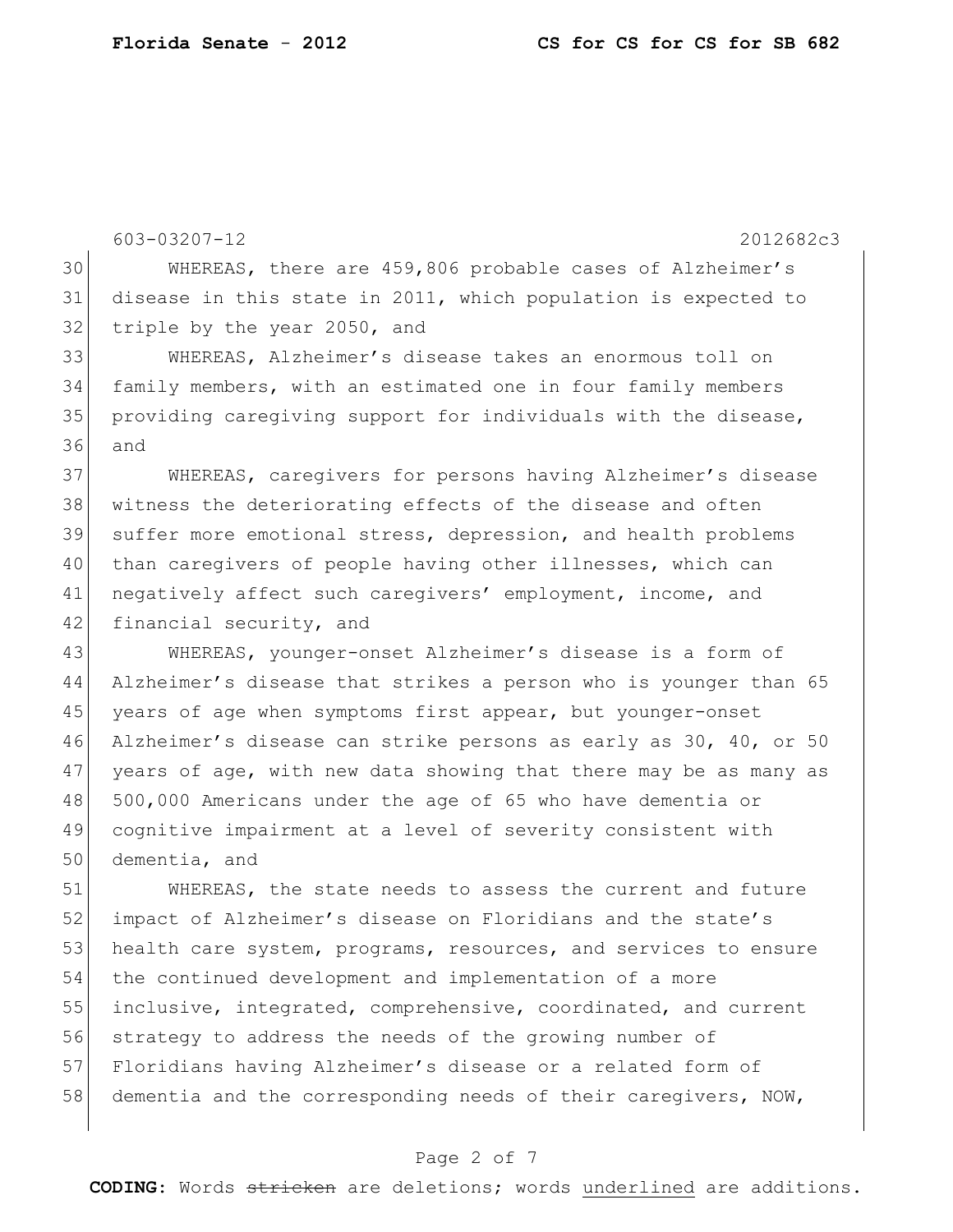WHEREAS, there are 459,806 probable cases of Alzheimer's disease in this state in 2011, which population is expected to triple by the year 2050, and

WHEREAS, Alzheimer's disease takes an enormous toll on family members, with an estimated one in four family members providing caregiving support for individuals with the disease, and

WHEREAS, caregivers for persons having Alzheimer's disease witness the deteriorating effects of the disease and often suffer more emotional stress, depression, and health problems than caregivers of people having other illnesses, which can negatively affect such caregivers' employment, income, and financial security, and

WHEREAS, younger-onset Alzheimer's disease is a form of Alzheimer's disease that strikes a person who is younger than 65 years of age when symptoms first appear, but younger-onset Alzheimer's disease can strike persons as early as 30, 40, or 50 years of age, with new data showing that there may be as many as 500,000 Americans under the age of 65 who have dementia or cognitive impairment at a level of severity consistent with dementia, and

WHEREAS, the state needs to assess the current and future impact of Alzheimer's disease on Floridians and the state's health care system, programs, resources, and services to ensure the continued development and implementation of a more inclusive, integrated, comprehensive, coordinated, and current strategy to address the needs of the growing number of Floridians having Alzheimer's disease or a related form of dementia and the corresponding needs of their caregivers, NOW,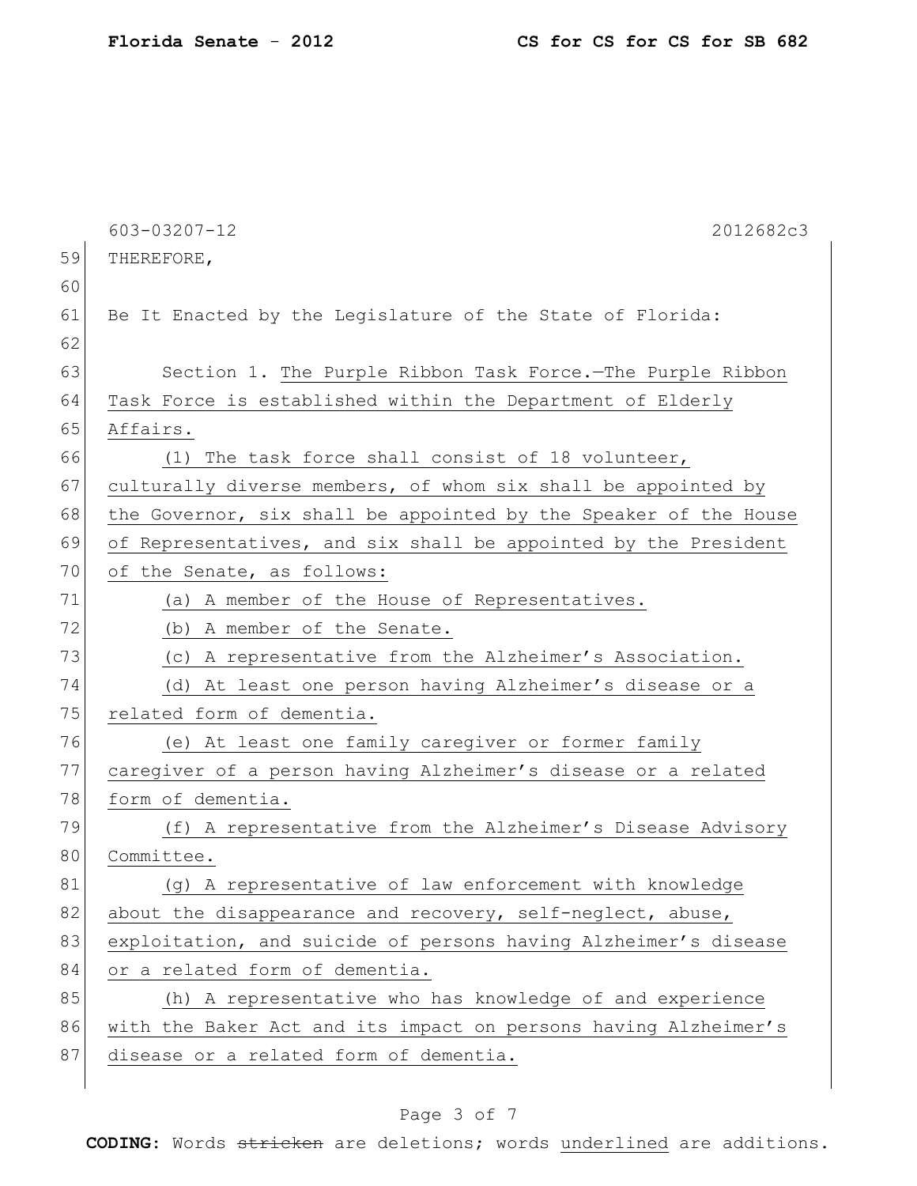603-03207-12 2012682c3

THEREFORE,

Be It Enacted by the Legislature of the State of Florida:

Section 1. The Purple Ribbon Task Force.—The Purple Ribbon Task Force is established within the Department of Elderly Affairs.

(1) The task force shall consist of 18 volunteer, culturally diverse members, of whom six shall be appointed by the Governor, six shall be appointed by the Speaker of the House of Representatives, and six shall be appointed by the President of the Senate, as follows:

(a) A member of the House of Representatives.

(b) A member of the Senate.

(c) A representative from the Alzheimer's Association.

(d) At least one person having Alzheimer's disease or a related form of dementia.

(e) At least one family caregiver or former family caregiver of a person having Alzheimer's disease or a related form of dementia.

(f) A representative from the Alzheimer's Disease Advisory Committee.

(g) A representative of law enforcement with knowledge about the disappearance and recovery, self-neglect, abuse, exploitation, and suicide of persons having Alzheimer's disease or a related form of dementia.

(h) A representative who has knowledge of and experience with the Baker Act and its impact on persons having Alzheimer's disease or a related form of dementia.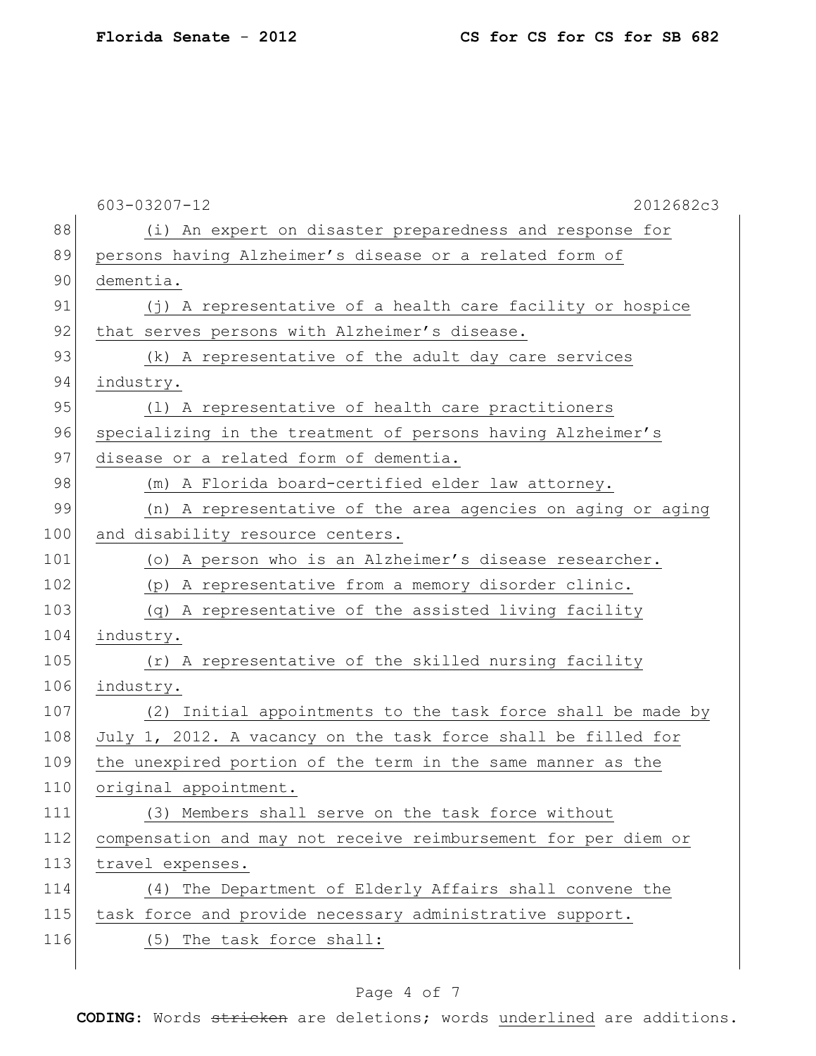(i) An expert on disaster preparedness and response for persons having Alzheimer's disease or a related form of dementia.

(j) A representative of a health care facility or hospice that serves persons with Alzheimer's disease.

(k) A representative of the adult day care services industry.

(l) A representative of health care practitioners specializing in the treatment of persons having Alzheimer's disease or a related form of dementia.

(m) A Florida board-certified elder law attorney.

(n) A representative of the area agencies on aging or aging and disability resource centers.

(o) A person who is an Alzheimer's disease researcher.

(p) A representative from a memory disorder clinic.

(q) A representative of the assisted living facility industry.

(r) A representative of the skilled nursing facility industry.

(2) Initial appointments to the task force shall be made by July 1, 2012. A vacancy on the task force shall be filled for the unexpired portion of the term in the same manner as the original appointment.

(3) Members shall serve on the task force without compensation and may not receive reimbursement for per diem or travel expenses.

(4) The Department of Elderly Affairs shall convene the task force and provide necessary administrative support.

(5) The task force shall: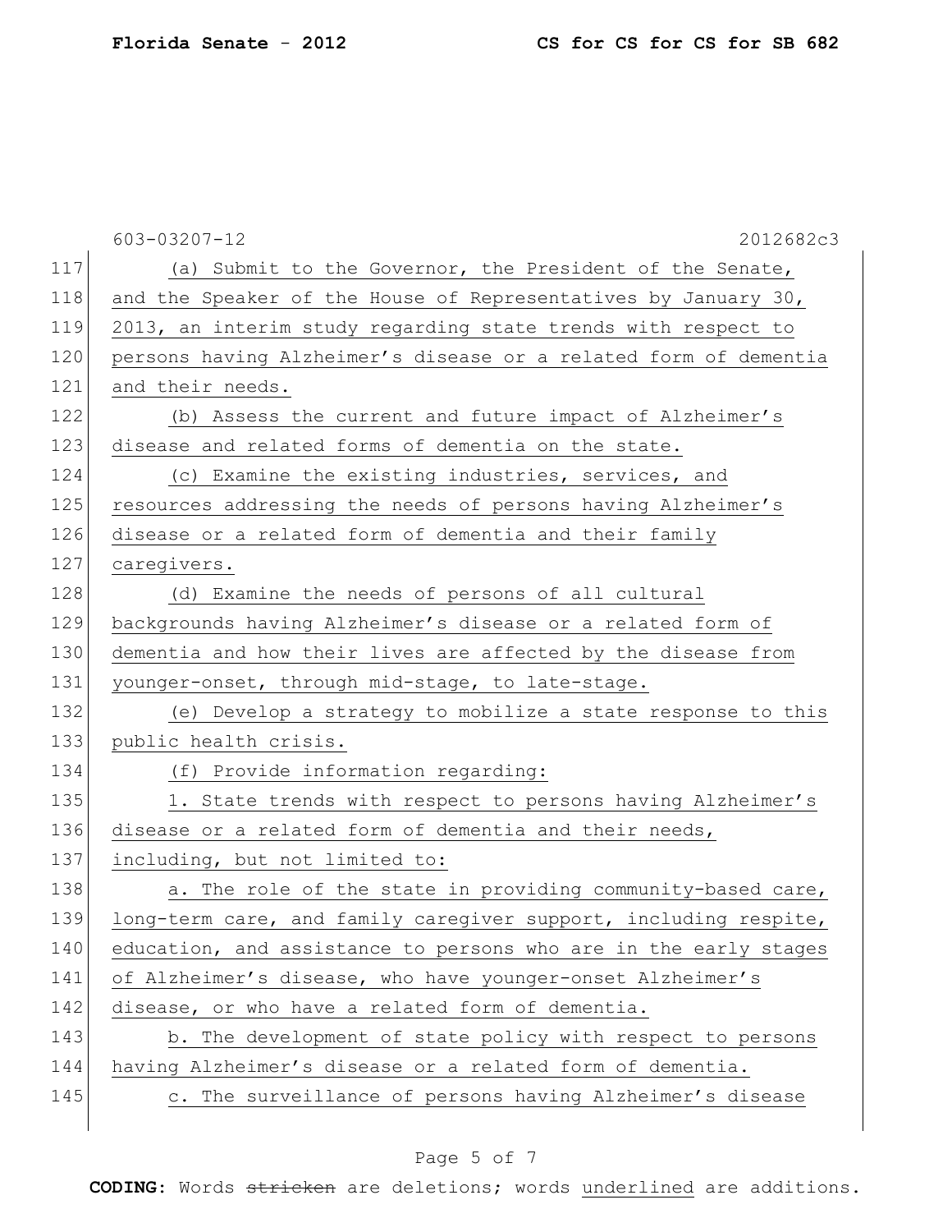(a) Submit to the Governor, the President of the Senate, and the Speaker of the House of Representatives by January 30, 2013, an interim study regarding state trends with respect to persons having Alzheimer's disease or a related form of dementia and their needs.

(b) Assess the current and future impact of Alzheimer's disease and related forms of dementia on the state.

(c) Examine the existing industries, services, and resources addressing the needs of persons having Alzheimer's disease or a related form of dementia and their family caregivers.

(d) Examine the needs of persons of all cultural backgrounds having Alzheimer's disease or a related form of dementia and how their lives are affected by the disease from younger-onset, through mid-stage, to late-stage.

(e) Develop a strategy to mobilize a state response to this public health crisis.

(f) Provide information regarding:

1. State trends with respect to persons having Alzheimer's disease or a related form of dementia and their needs, including, but not limited to:

a. The role of the state in providing community-based care, long-term care, and family caregiver support, including respite, education, and assistance to persons who are in the early stages of Alzheimer's disease, who have younger-onset Alzheimer's disease, or who have a related form of dementia.

b. The development of state policy with respect to persons having Alzheimer's disease or a related form of dementia.

c. The surveillance of persons having Alzheimer's disease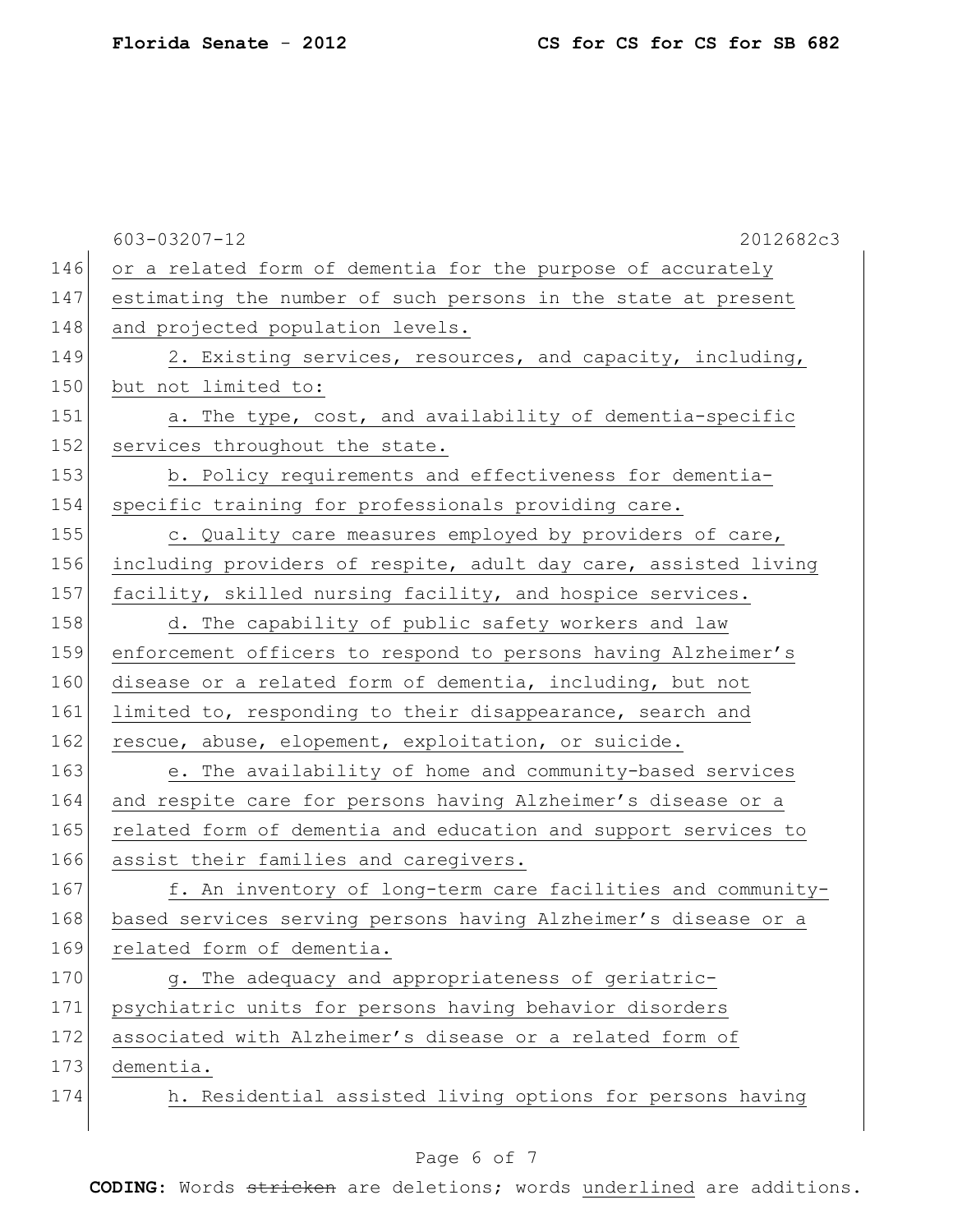or a related form of dementia for the purpose of accurately estimating the number of such persons in the state at present and projected population levels.

2. Existing services, resources, and capacity, including, but not limited to:

a. The type, cost, and availability of dementia-specific services throughout the state.

b. Policy requirements and effectiveness for dementia-specific training for professionals providing care.

c. Quality care measures employed by providers of care, including providers of respite, adult day care, assisted living facility, skilled nursing facility, and hospice services.

d. The capability of public safety workers and law enforcement officers to respond to persons having Alzheimer's disease or a related form of dementia, including, but not limited to, responding to their disappearance, search and rescue, abuse, elopement, exploitation, or suicide.

e. The availability of home and community-based services and respite care for persons having Alzheimer's disease or a related form of dementia and education and support services to assist their families and caregivers.

f. An inventory of long-term care facilities and community-based services serving persons having Alzheimer's disease or a related form of dementia.

g. The adequacy and appropriateness of geriatric-psychiatric units for persons having behavior disorders associated with Alzheimer's disease or a related form of dementia.

h. Residential assisted living options for persons having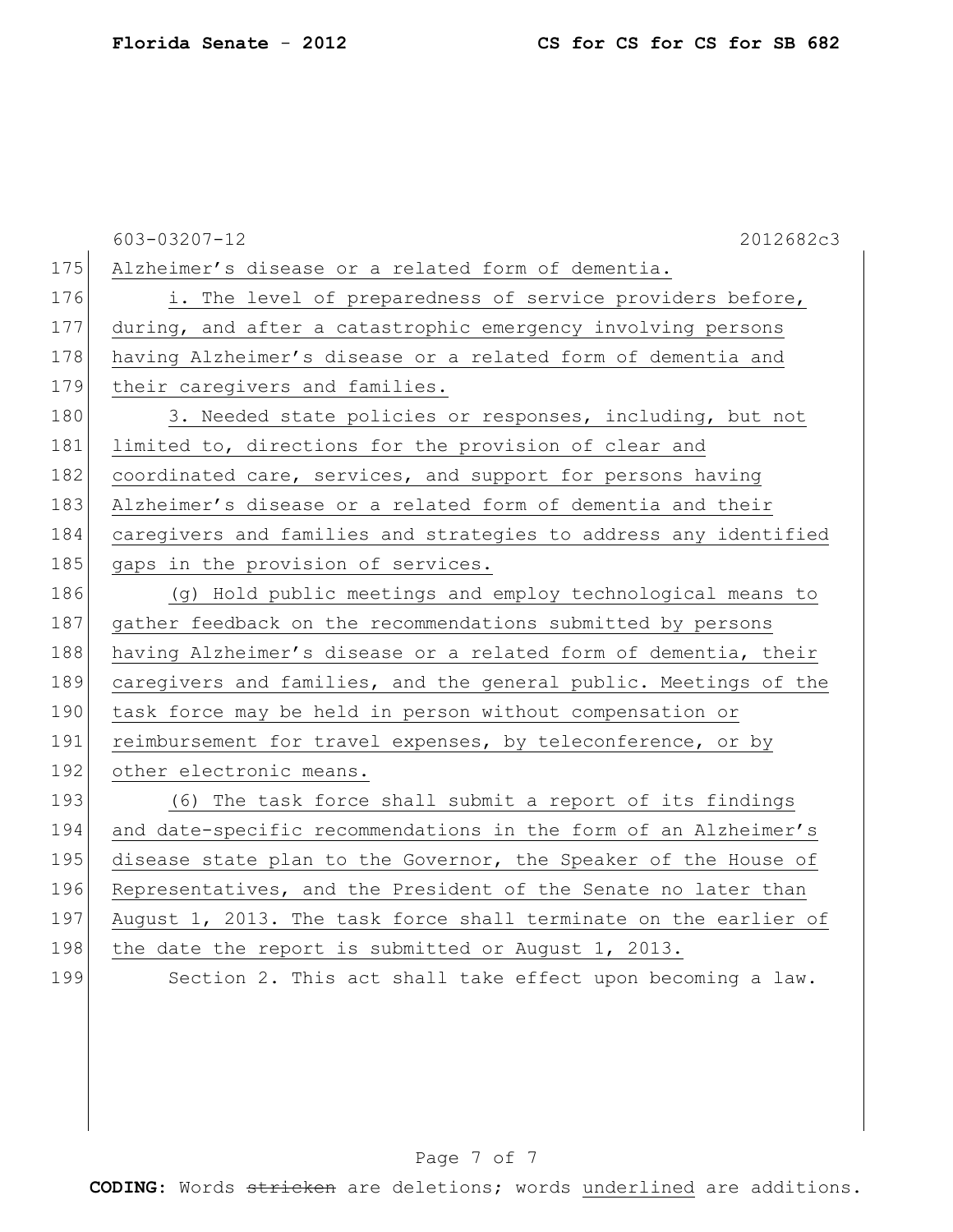Alzheimer's disease or a related form of dementia.

i. The level of preparedness of service providers before, during, and after a catastrophic emergency involving persons having Alzheimer's disease or a related form of dementia and their caregivers and families.

3. Needed state policies or responses, including, but not limited to, directions for the provision of clear and coordinated care, services, and support for persons having Alzheimer's disease or a related form of dementia and their caregivers and families and strategies to address any identified gaps in the provision of services.

(g) Hold public meetings and employ technological means to gather feedback on the recommendations submitted by persons having Alzheimer's disease or a related form of dementia, their caregivers and families, and the general public. Meetings of the task force may be held in person without compensation or reimbursement for travel expenses, by teleconference, or by other electronic means.

(6) The task force shall submit a report of its findings and date-specific recommendations in the form of an Alzheimer's disease state plan to the Governor, the Speaker of the House of Representatives, and the President of the Senate no later than August 1, 2013. The task force shall terminate on the earlier of the date the report is submitted or August 1, 2013.

Section 2. This act shall take effect upon becoming a law.